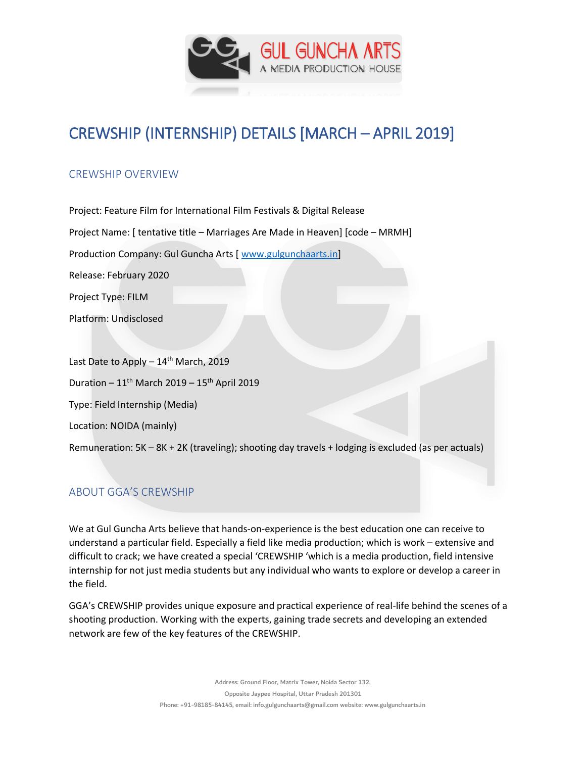# CREWSHIP (INTERNSHIP) DETAILS [MARCH – APRIL 2019]

## CREWSHIP OVERVIEW

Project: Feature Film for International Film Festivals & Digital Release

Project Name: [ tentative title – Marriages Are Made in Heaven] [code – MRMH]

Production Company: Gul Guncha Arts [ www.gulgunchaarts.in]

Release: February 2020

Project Type: FILM

Platform: Undisclosed

Last Date to Apply – 14th March, 2019

Duration – 11th March 2019 – 15th April 2019

Type: Field Internship (Media)

Location: NOIDA (mainly)

Remuneration: 5K – 8K + 2K (traveling); shooting day travels + lodging is excluded (as per actuals)

## ABOUT GGA'S CREWSHIP

We at Gul Guncha Arts believe that hands-on-experience is the best education one can receive to understand a particular field. Especially a field like media production; which is work – extensive and difficult to crack; we have created a special 'CREWSHIP 'which is a media production, field intensive internship for not just media students but any individual who wants to explore or develop a career in the field.

GGA's CREWSHIP provides unique exposure and practical experience of real-life behind the scenes of a shooting production. Working with the experts, gaining trade secrets and developing an extended network are few of the key features of the CREWSHIP.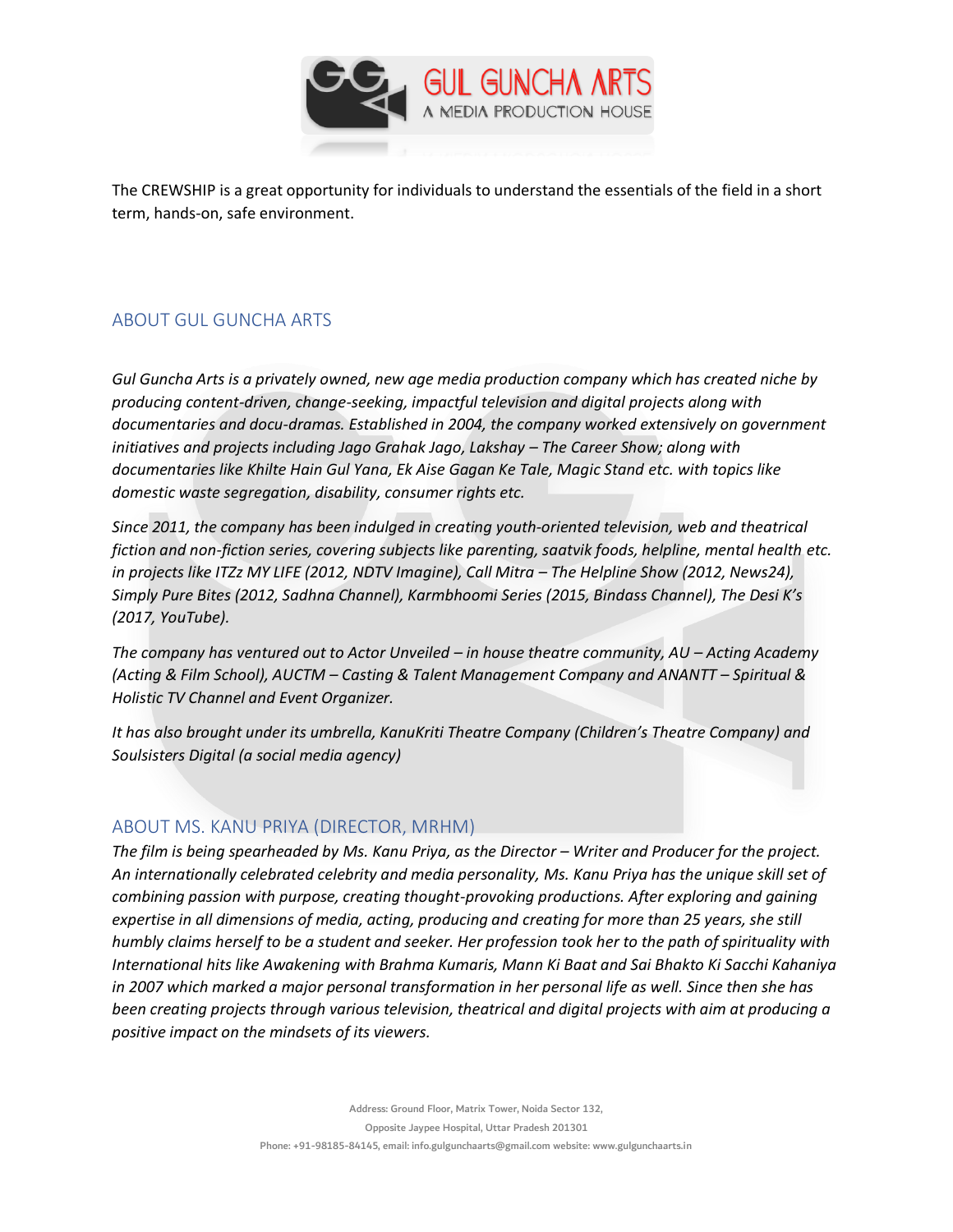The CREWSHIP is a great opportunity for individuals to understand the essentials of the field in a short term, hands-on, safe environment.

## ABOUT GUL GUNCHA ARTS

*Gul Guncha Arts is a privately owned, new age media production company which has created niche by producing content-driven, change-seeking, impactful television and digital projects along with documentaries and docu-dramas. Established in 2004, the company worked extensively on government initiatives and projects including Jago Grahak Jago, Lakshay – The Career Show; along with documentaries like Khilte Hain Gul Yana, Ek Aise Gagan Ke Tale, Magic Stand etc. with topics like domestic waste segregation, disability, consumer rights etc.*

*Since 2011, the company has been indulged in creating youth-oriented television, web and theatrical fiction and non-fiction series, covering subjects like parenting, saatvik foods, helpline, mental health etc. in projects like ITZz MY LIFE (2012, NDTV Imagine), Call Mitra – The Helpline Show (2012, News24), Simply Pure Bites (2012, Sadhna Channel), Karmbhoomi Series (2015, Bindass Channel), The Desi K's (2017, YouTube).*

*The company has ventured out to Actor Unveiled – in house theatre community, AU – Acting Academy (Acting & Film School), AUCTM – Casting & Talent Management Company and ANANTT – Spiritual & Holistic TV Channel and Event Organizer.*

*It has also brought under its umbrella, KanuKriti Theatre Company (Children's Theatre Company) and Soulsisters Digital (a social media agency)*

## ABOUT MS. KANU PRIYA (DIRECTOR, MRHM)

*The film is being spearheaded by Ms. Kanu Priya, as the Director – Writer and Producer for the project. An internationally celebrated celebrity and media personality, Ms. Kanu Priya has the unique skill set of combining passion with purpose, creating thought-provoking productions. After exploring and gaining expertise in all dimensions of media, acting, producing and creating for more than 25 years, she still humbly claims herself to be a student and seeker. Her profession took her to the path of spirituality with International hits like Awakening with Brahma Kumaris, Mann Ki Baat and Sai Bhakto Ki Sacchi Kahaniya in 2007 which marked a major personal transformation in her personal life as well. Since then she has been creating projects through various television, theatrical and digital projects with aim at producing a positive impact on the mindsets of its viewers.*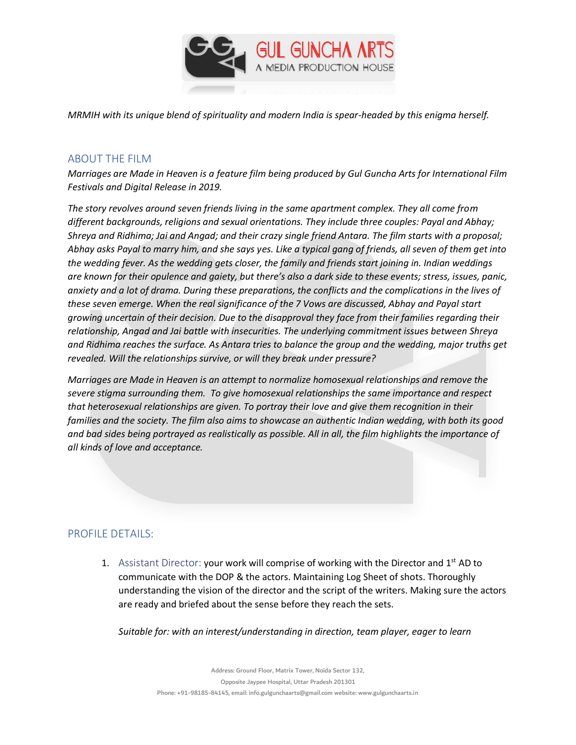*MRMIH with its unique blend of spirituality and modern India is spear-headed by this enigma herself.*

## ABOUT THE FILM

*Marriages are Made in Heaven is a feature film being produced by Gul Guncha Arts for International Film Festivals and Digital Release in 2019.*

*The story revolves around seven friends living in the same apartment complex. They all come from different backgrounds, religions and sexual orientations. They include three couples: Payal and Abhay; Shreya and Ridhima; Jai and Angad; and their crazy single friend Antara. The film starts with a proposal; Abhay asks Payal to marry him, and she says yes. Like a typical gang of friends, all seven of them get into the wedding fever. As the wedding gets closer, the family and friends start joining in. Indian weddings are known for their opulence and gaiety, but there's also a dark side to these events; stress, issues, panic, anxiety and a lot of drama. During these preparations, the conflicts and the complications in the lives of these seven emerge. When the real significance of the 7 Vows are discussed, Abhay and Payal start growing uncertain of their decision. Due to the disapproval they face from their families regarding their relationship, Angad and Jai battle with insecurities. The underlying commitment issues between Shreya and Ridhima reaches the surface. As Antara tries to balance the group and the wedding, major truths get revealed. Will the relationships survive, or will they break under pressure?*

*Marriages are Made in Heaven is an attempt to normalize homosexual relationships and remove the severe stigma surrounding them. To give homosexual relationships the same importance and respect that heterosexual relationships are given. To portray their love and give them recognition in their families and the society. The film also aims to showcase an authentic Indian wedding, with both its good and bad sides being portrayed as realistically as possible. All in all, the film highlights the importance of all kinds of love and acceptance.*

## PROFILE DETAILS:

1. Assistant Director: your work will comprise of working with the Director and 1st AD to communicate with the DOP & the actors. Maintaining Log Sheet of shots. Thoroughly understanding the vision of the director and the script of the writers. Making sure the actors are ready and briefed about the sense before they reach the sets.

   *Suitable for: with an interest/understanding in direction, team player, eager to learn*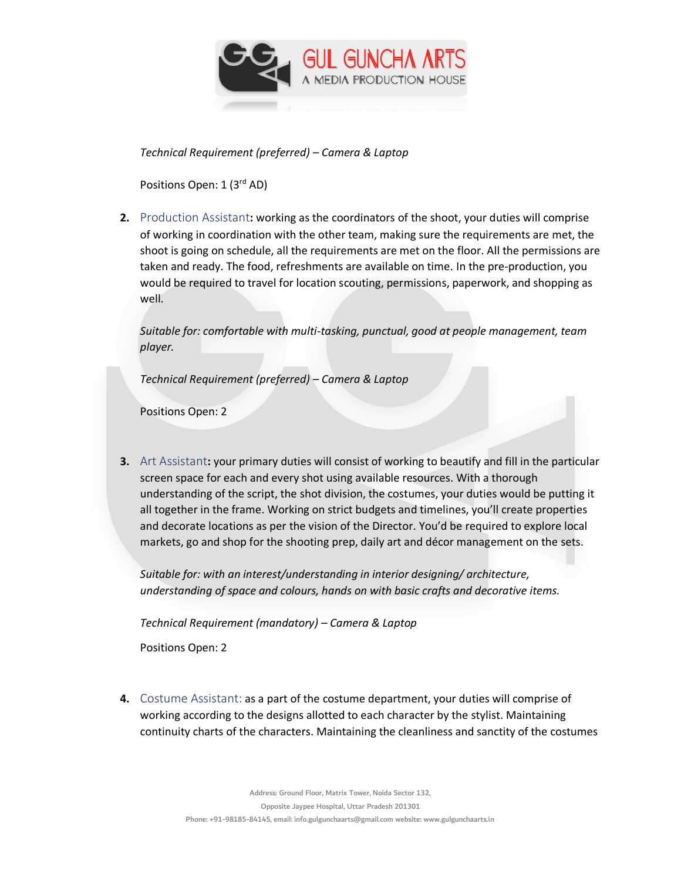*Technical Requirement (preferred) – Camera & Laptop*

Positions Open: 1 (3rd AD)

2. Production Assistant**:** working as the coordinators of the shoot, your duties will comprise of working in coordination with the other team, making sure the requirements are met, the shoot is going on schedule, all the requirements are met on the floor. All the permissions are taken and ready. The food, refreshments are available on time. In the pre-production, you would be required to travel for location scouting, permissions, paperwork, and shopping as well.

   *Suitable for: comfortable with multi-tasking, punctual, good at people management, team player.*

   *Technical Requirement (preferred) – Camera & Laptop*

   Positions Open: 2

3. Art Assistant**:** your primary duties will consist of working to beautify and fill in the particular screen space for each and every shot using available resources. With a thorough understanding of the script, the shot division, the costumes, your duties would be putting it all together in the frame. Working on strict budgets and timelines, you'll create properties and decorate locations as per the vision of the Director. You'd be required to explore local markets, go and shop for the shooting prep, daily art and décor management on the sets.

   *Suitable for: with an interest/understanding in interior designing/ architecture, understanding of space and colours, hands on with basic crafts and decorative items.*

   *Technical Requirement (mandatory) – Camera & Laptop*

   Positions Open: 2

4. Costume Assistant: as a part of the costume department, your duties will comprise of working according to the designs allotted to each character by the stylist. Maintaining continuity charts of the characters. Maintaining the cleanliness and sanctity of the costumes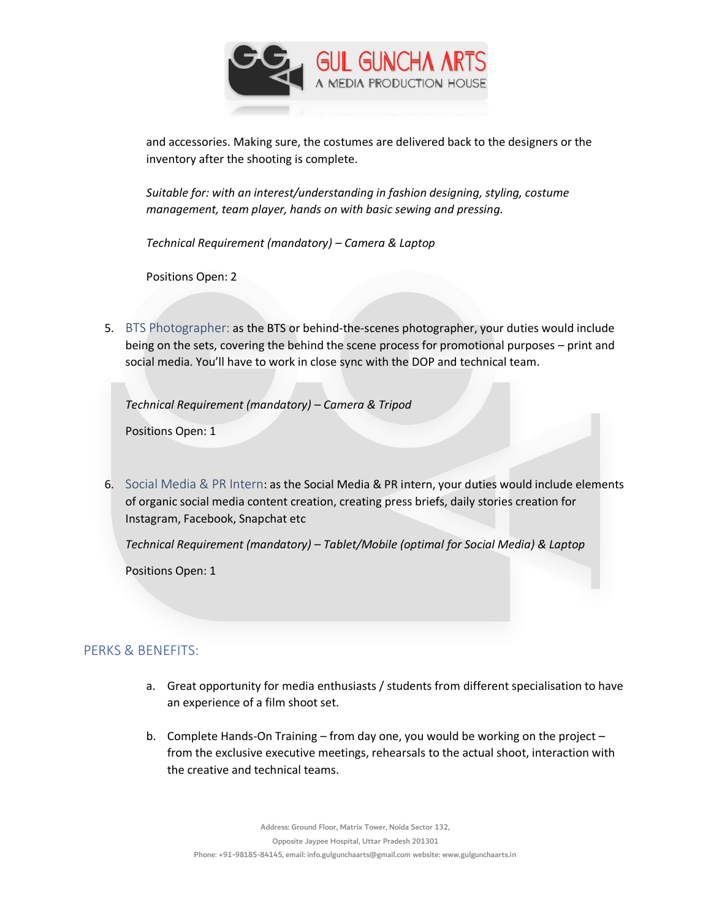and accessories. Making sure, the costumes are delivered back to the designers or the inventory after the shooting is complete.

*Suitable for: with an interest/understanding in fashion designing, styling, costume management, team player, hands on with basic sewing and pressing.*

*Technical Requirement (mandatory) – Camera & Laptop*

Positions Open: 2

5. BTS Photographer: as the BTS or behind-the-scenes photographer, your duties would include being on the sets, covering the behind the scene process for promotional purposes – print and social media. You'll have to work in close sync with the DOP and technical team.

   *Technical Requirement (mandatory) – Camera & Tripod*

   Positions Open: 1

6. Social Media & PR Intern: as the Social Media & PR intern, your duties would include elements of organic social media content creation, creating press briefs, daily stories creation for Instagram, Facebook, Snapchat etc

   *Technical Requirement (mandatory) – Tablet/Mobile (optimal for Social Media) & Laptop*

   Positions Open: 1

## PERKS & BENEFITS:

a. Great opportunity for media enthusiasts / students from different specialisation to have an experience of a film shoot set.

b. Complete Hands-On Training – from day one, you would be working on the project – from the exclusive executive meetings, rehearsals to the actual shoot, interaction with the creative and technical teams.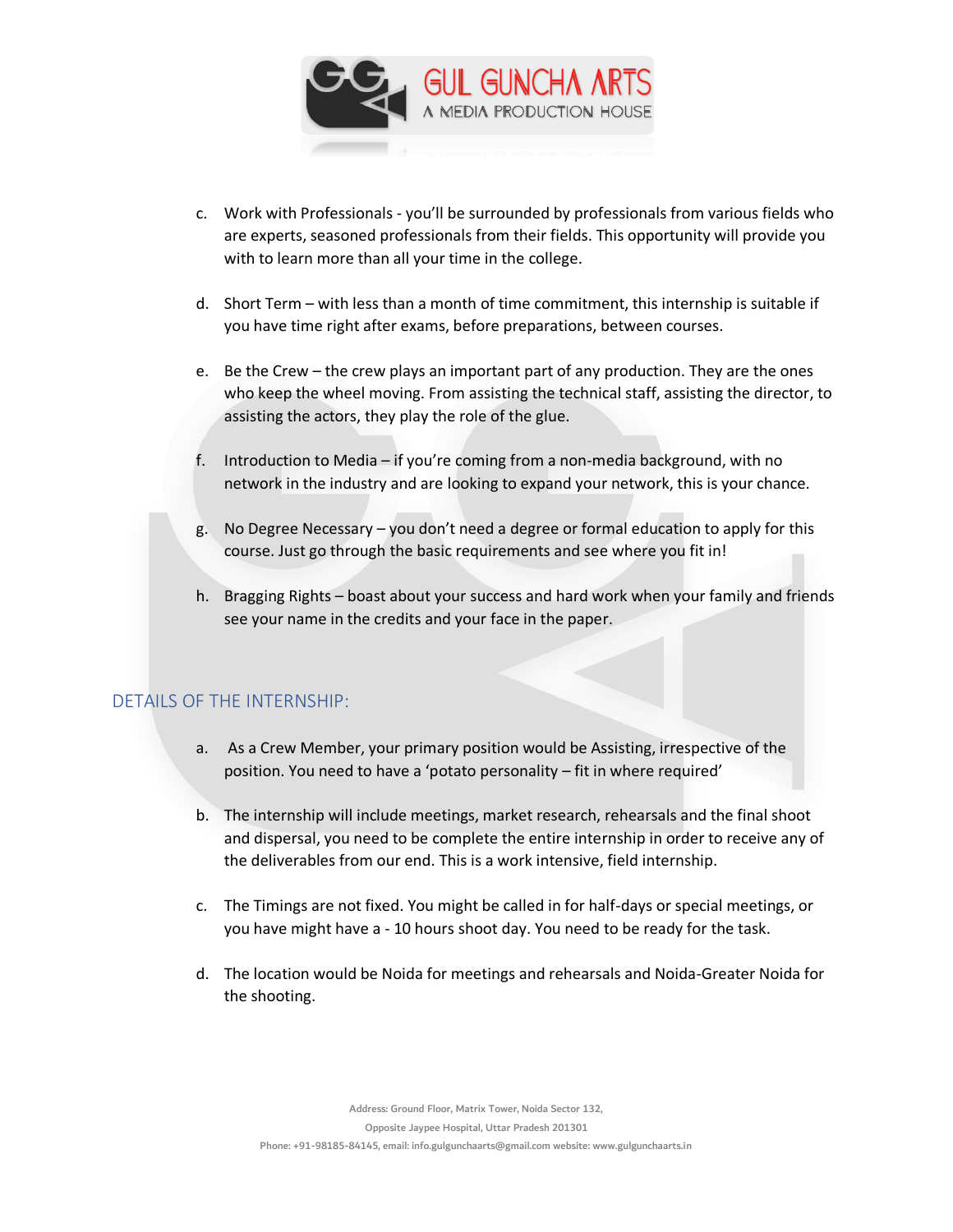c. Work with Professionals - you'll be surrounded by professionals from various fields who are experts, seasoned professionals from their fields. This opportunity will provide you with to learn more than all your time in the college.

d. Short Term – with less than a month of time commitment, this internship is suitable if you have time right after exams, before preparations, between courses.

e. Be the Crew – the crew plays an important part of any production. They are the ones who keep the wheel moving. From assisting the technical staff, assisting the director, to assisting the actors, they play the role of the glue.

f. Introduction to Media – if you're coming from a non-media background, with no network in the industry and are looking to expand your network, this is your chance.

g. No Degree Necessary – you don't need a degree or formal education to apply for this course. Just go through the basic requirements and see where you fit in!

h. Bragging Rights – boast about your success and hard work when your family and friends see your name in the credits and your face in the paper.

## DETAILS OF THE INTERNSHIP:

a. As a Crew Member, your primary position would be Assisting, irrespective of the position. You need to have a 'potato personality – fit in where required'

b. The internship will include meetings, market research, rehearsals and the final shoot and dispersal, you need to be complete the entire internship in order to receive any of the deliverables from our end. This is a work intensive, field internship.

c. The Timings are not fixed. You might be called in for half-days or special meetings, or you have might have a - 10 hours shoot day. You need to be ready for the task.

d. The location would be Noida for meetings and rehearsals and Noida-Greater Noida for the shooting.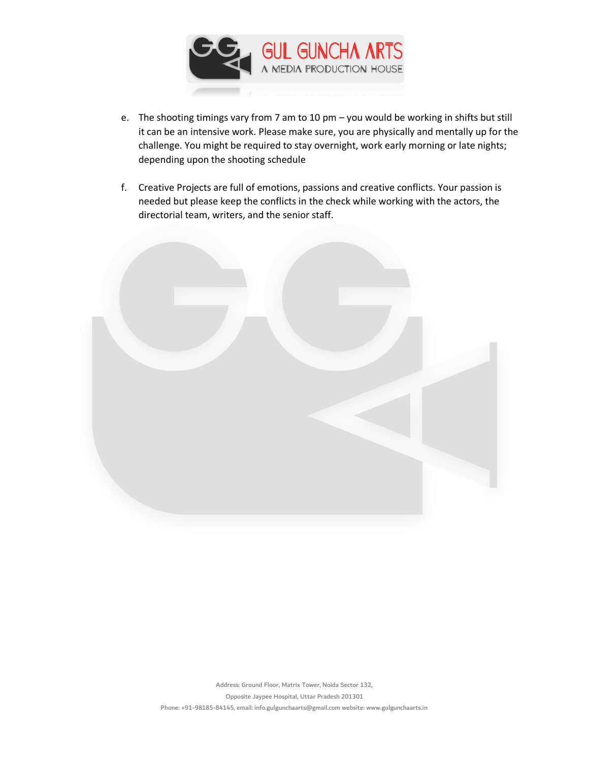e. The shooting timings vary from 7 am to 10 pm – you would be working in shifts but still it can be an intensive work. Please make sure, you are physically and mentally up for the challenge. You might be required to stay overnight, work early morning or late nights; depending upon the shooting schedule

f. Creative Projects are full of emotions, passions and creative conflicts. Your passion is needed but please keep the conflicts in the check while working with the actors, the directorial team, writers, and the senior staff.